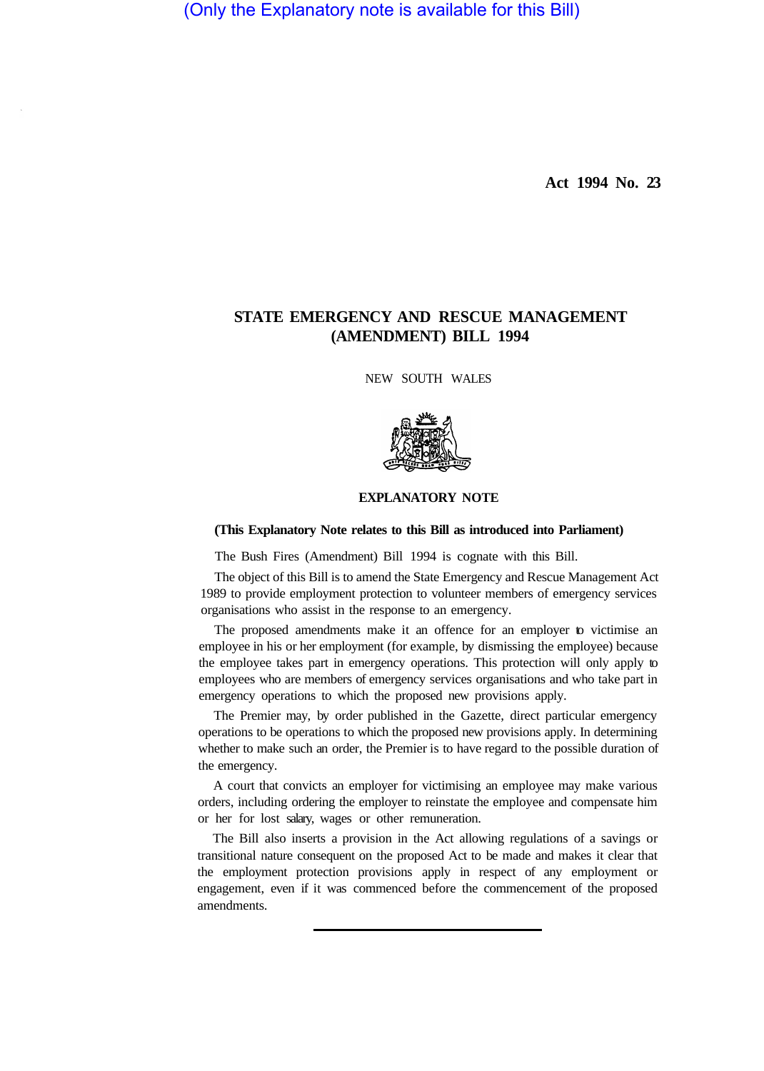(Only the Explanatory note is available for this Bill)

**Act 1994 No. 23**

# STATE EMERGENCY AND RESCUE MANAGEMENT (AMENDMENT) BILL 1994

NEW SOUTH WALES

## EXPLANATORY NOTE

**(This Explanatory Note relates to this Bill as introduced into Parliament)**

The Bush Fires (Amendment) Bill 1994 is cognate with this Bill.

The object of this Bill is to amend the State Emergency and Rescue Management Act 1989 to provide employment protection to volunteer members of emergency services organisations who assist in the response to an emergency.

The proposed amendments make it an offence for an employer to victimise an employee in his or her employment (for example, by dismissing the employee) because the employee takes part in emergency operations. This protection will only apply to employees who are members of emergency services organisations and who take part in emergency operations to which the proposed new provisions apply.

The Premier may, by order published in the Gazette, direct particular emergency operations to be operations to which the proposed new provisions apply. In determining whether to make such an order, the Premier is to have regard to the possible duration of the emergency.

A court that convicts an employer for victimising an employee may make various orders, including ordering the employer to reinstate the employee and compensate him or her for lost salary, wages or other remuneration.

The Bill also inserts a provision in the Act allowing regulations of a savings or transitional nature consequent on the proposed Act to be made and makes it clear that the employment protection provisions apply in respect of any employment or engagement, even if it was commenced before the commencement of the proposed amendments.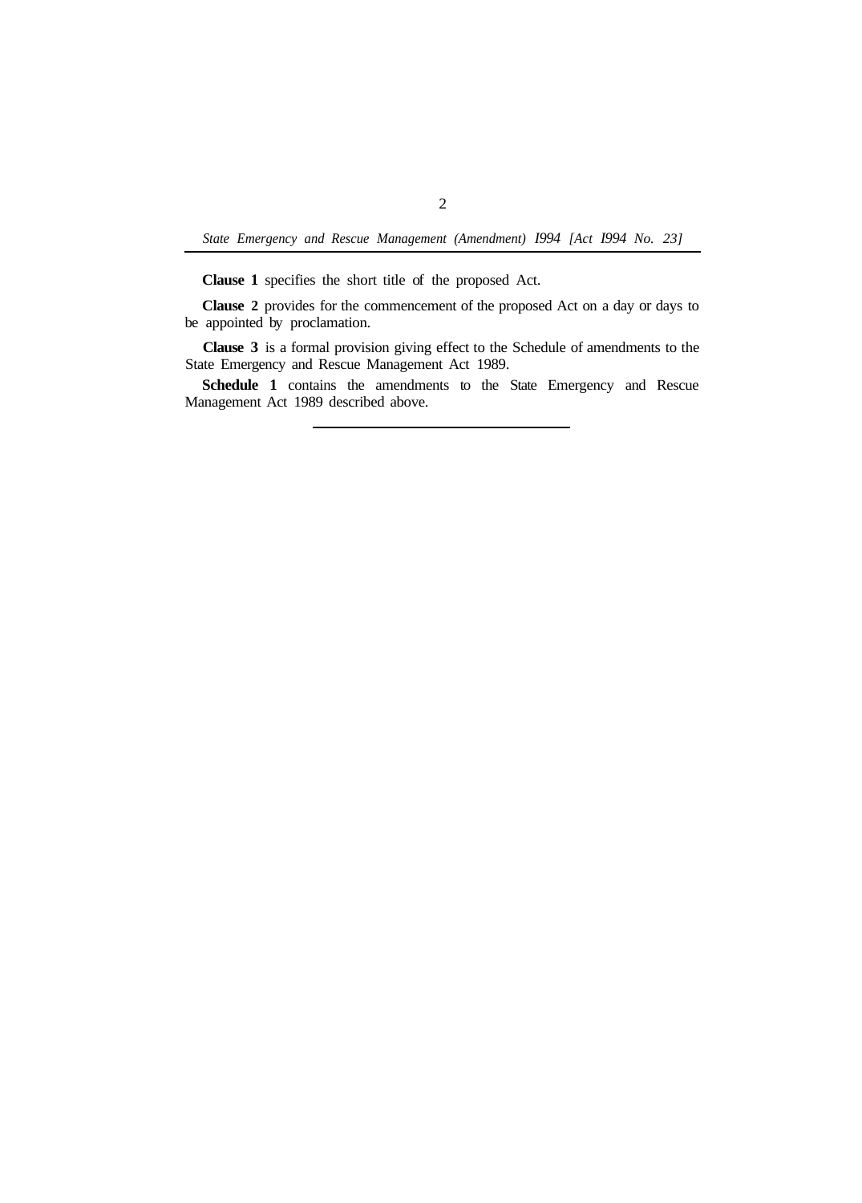**Clause 1** specifies the short title of the proposed Act.

**Clause 2** provides for the commencement of the proposed Act on a day or days to be appointed by proclamation.

**Clause 3** is a formal provision giving effect to the Schedule of amendments to the State Emergency and Rescue Management Act 1989.

**Schedule 1** contains the amendments to the State Emergency and Rescue Management Act 1989 described above.